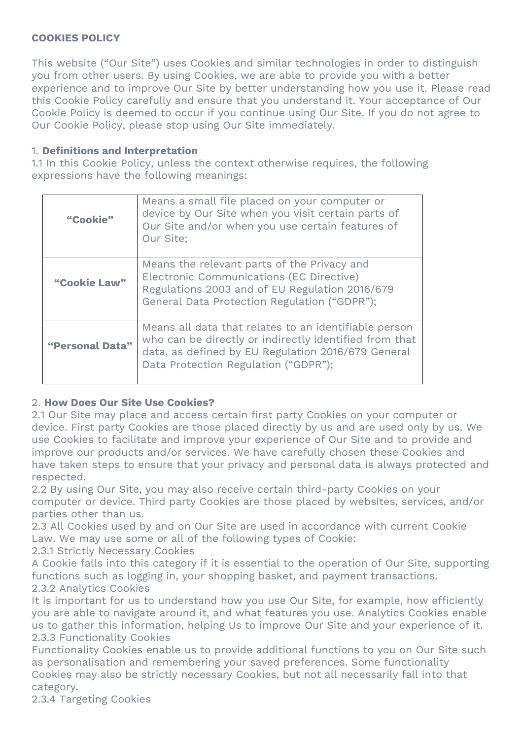**COOKIES POLICY**

This website ("Our Site") uses Cookies and similar technologies in order to distinguish you from other users. By using Cookies, we are able to provide you with a better experience and to improve Our Site by better understanding how you use it. Please read this Cookie Policy carefully and ensure that you understand it. Your acceptance of Our Cookie Policy is deemed to occur if you continue using Our Site. If you do not agree to Our Cookie Policy, please stop using Our Site immediately.

1. **Definitions and Interpretation**

1.1 In this Cookie Policy, unless the context otherwise requires, the following expressions have the following meanings:

| | |
|---|---|
| **"Cookie"** | Means a small file placed on your computer or device by Our Site when you visit certain parts of Our Site and/or when you use certain features of Our Site; |
| **"Cookie Law"** | Means the relevant parts of the Privacy and Electronic Communications (EC Directive) Regulations 2003 and of EU Regulation 2016/679 General Data Protection Regulation ("GDPR"); |
| **"Personal Data"** | Means all data that relates to an identifiable person who can be directly or indirectly identified from that data, as defined by EU Regulation 2016/679 General Data Protection Regulation ("GDPR"); |

2. **How Does Our Site Use Cookies?**

2.1 Our Site may place and access certain first party Cookies on your computer or device. First party Cookies are those placed directly by us and are used only by us. We use Cookies to facilitate and improve your experience of Our Site and to provide and improve our products and/or services. We have carefully chosen these Cookies and have taken steps to ensure that your privacy and personal data is always protected and respected.

2.2 By using Our Site, you may also receive certain third-party Cookies on your computer or device. Third party Cookies are those placed by websites, services, and/or parties other than us.

2.3 All Cookies used by and on Our Site are used in accordance with current Cookie Law. We may use some or all of the following types of Cookie:

2.3.1 Strictly Necessary Cookies

A Cookie falls into this category if it is essential to the operation of Our Site, supporting functions such as logging in, your shopping basket, and payment transactions.

2.3.2 Analytics Cookies

It is important for us to understand how you use Our Site, for example, how efficiently you are able to navigate around it, and what features you use. Analytics Cookies enable us to gather this information, helping Us to improve Our Site and your experience of it.

2.3.3 Functionality Cookies

Functionality Cookies enable us to provide additional functions to you on Our Site such as personalisation and remembering your saved preferences. Some functionality Cookies may also be strictly necessary Cookies, but not all necessarily fall into that category.

2.3.4 Targeting Cookies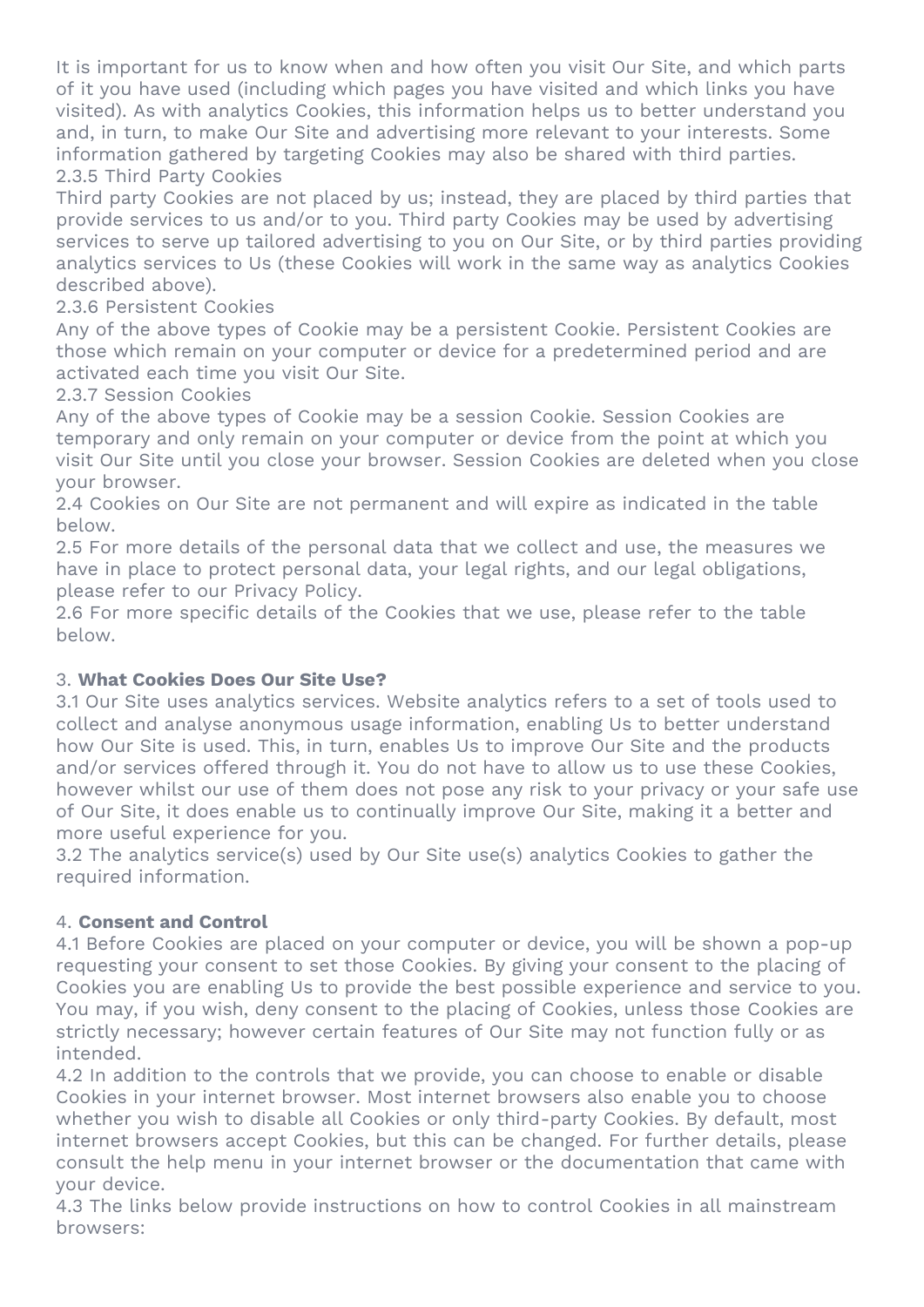It is important for us to know when and how often you visit Our Site, and which parts of it you have used (including which pages you have visited and which links you have visited). As with analytics Cookies, this information helps us to better understand you and, in turn, to make Our Site and advertising more relevant to your interests. Some information gathered by targeting Cookies may also be shared with third parties.

2.3.5 Third Party Cookies

Third party Cookies are not placed by us; instead, they are placed by third parties that provide services to us and/or to you. Third party Cookies may be used by advertising services to serve up tailored advertising to you on Our Site, or by third parties providing analytics services to Us (these Cookies will work in the same way as analytics Cookies described above).

2.3.6 Persistent Cookies

Any of the above types of Cookie may be a persistent Cookie. Persistent Cookies are those which remain on your computer or device for a predetermined period and are activated each time you visit Our Site.

2.3.7 Session Cookies

Any of the above types of Cookie may be a session Cookie. Session Cookies are temporary and only remain on your computer or device from the point at which you visit Our Site until you close your browser. Session Cookies are deleted when you close your browser.

2.4 Cookies on Our Site are not permanent and will expire as indicated in the table below.

2.5 For more details of the personal data that we collect and use, the measures we have in place to protect personal data, your legal rights, and our legal obligations, please refer to our Privacy Policy.

2.6 For more specific details of the Cookies that we use, please refer to the table below.

3. **What Cookies Does Our Site Use?**

3.1 Our Site uses analytics services. Website analytics refers to a set of tools used to collect and analyse anonymous usage information, enabling Us to better understand how Our Site is used. This, in turn, enables Us to improve Our Site and the products and/or services offered through it. You do not have to allow us to use these Cookies, however whilst our use of them does not pose any risk to your privacy or your safe use of Our Site, it does enable us to continually improve Our Site, making it a better and more useful experience for you.

3.2 The analytics service(s) used by Our Site use(s) analytics Cookies to gather the required information.

4. **Consent and Control**

4.1 Before Cookies are placed on your computer or device, you will be shown a pop-up requesting your consent to set those Cookies. By giving your consent to the placing of Cookies you are enabling Us to provide the best possible experience and service to you. You may, if you wish, deny consent to the placing of Cookies, unless those Cookies are strictly necessary; however certain features of Our Site may not function fully or as intended.

4.2 In addition to the controls that we provide, you can choose to enable or disable Cookies in your internet browser. Most internet browsers also enable you to choose whether you wish to disable all Cookies or only third-party Cookies. By default, most internet browsers accept Cookies, but this can be changed. For further details, please consult the help menu in your internet browser or the documentation that came with your device.

4.3 The links below provide instructions on how to control Cookies in all mainstream browsers: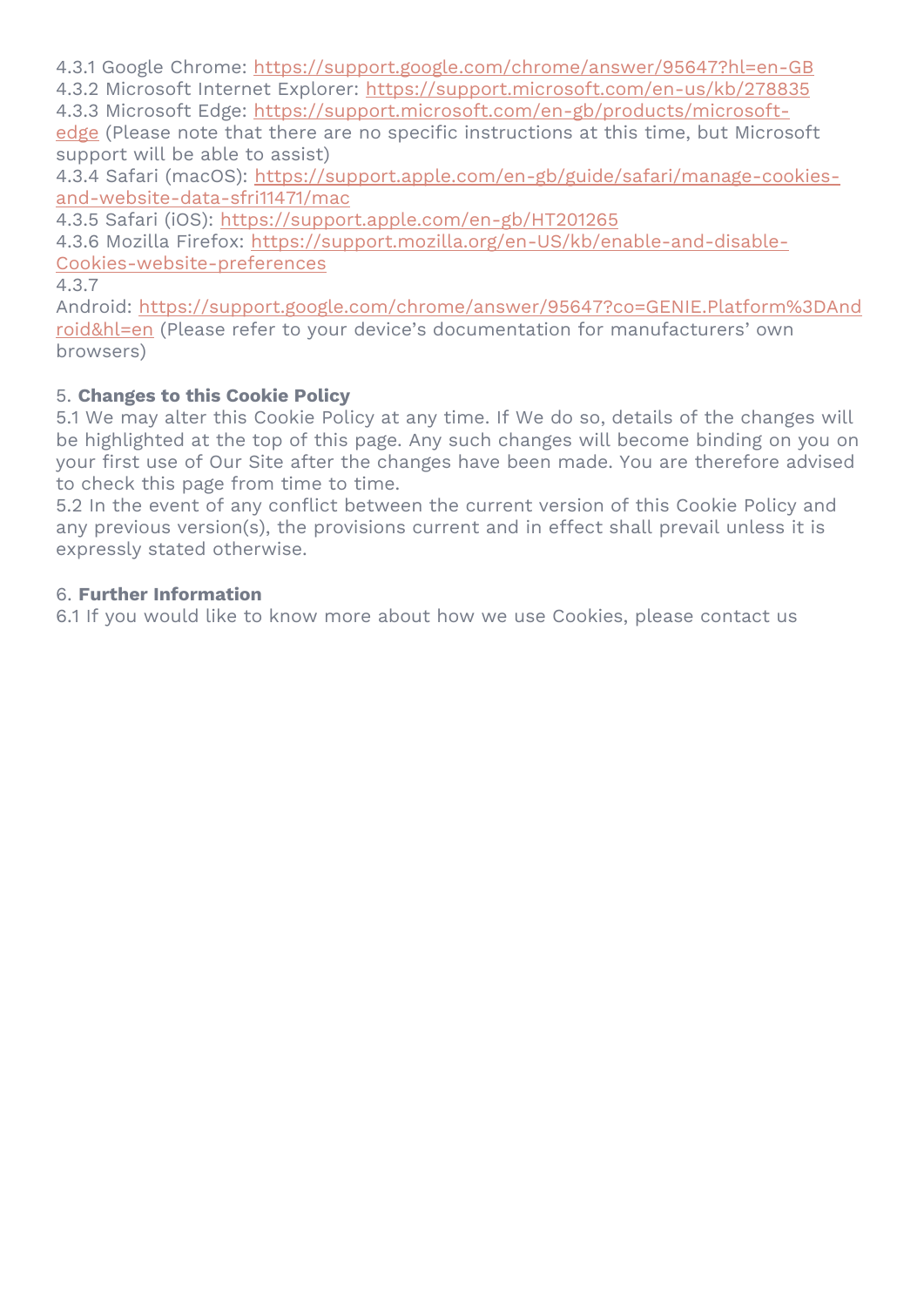4.3.1 Google Chrome: https://support.google.com/chrome/answer/95647?hl=en-GB
4.3.2 Microsoft Internet Explorer: https://support.microsoft.com/en-us/kb/278835
4.3.3 Microsoft Edge: https://support.microsoft.com/en-gb/products/microsoft-edge (Please note that there are no specific instructions at this time, but Microsoft support will be able to assist)
4.3.4 Safari (macOS): https://support.apple.com/en-gb/guide/safari/manage-cookies-and-website-data-sfri11471/mac
4.3.5 Safari (iOS): https://support.apple.com/en-gb/HT201265
4.3.6 Mozilla Firefox: https://support.mozilla.org/en-US/kb/enable-and-disable-Cookies-website-preferences
4.3.7 Android: https://support.google.com/chrome/answer/95647?co=GENIE.Platform%3DAndroid&hl=en (Please refer to your device's documentation for manufacturers' own browsers)

5. **Changes to this Cookie Policy**
5.1 We may alter this Cookie Policy at any time. If We do so, details of the changes will be highlighted at the top of this page. Any such changes will become binding on you on your first use of Our Site after the changes have been made. You are therefore advised to check this page from time to time.
5.2 In the event of any conflict between the current version of this Cookie Policy and any previous version(s), the provisions current and in effect shall prevail unless it is expressly stated otherwise.

6. **Further Information**
6.1 If you would like to know more about how we use Cookies, please contact us